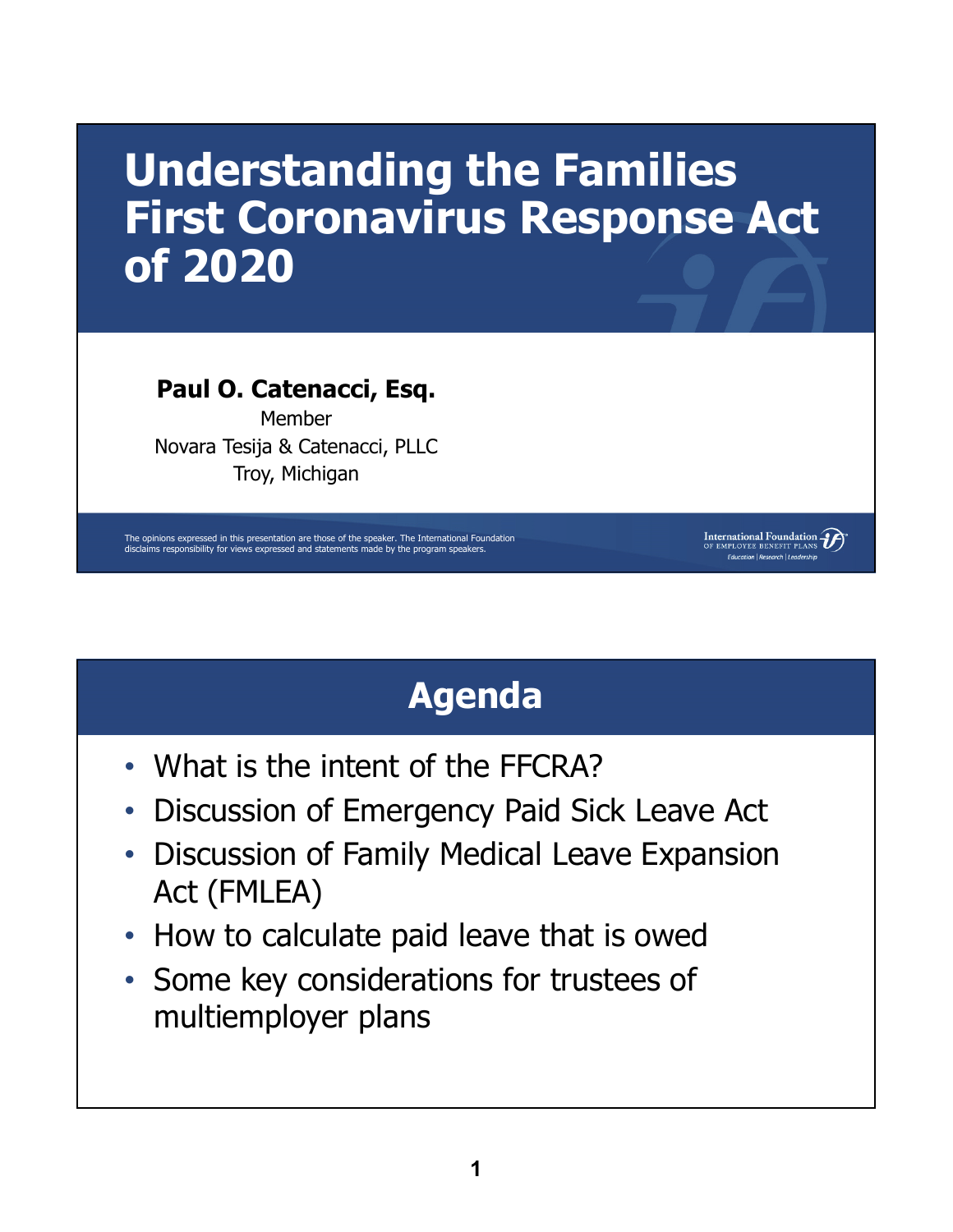# Understanding the Families First Coronavirus Response Act of 2020

**Paul O. Catenacci, Esq.**
Member
Novara Tesija & Catenacci, PLLC
Troy, Michigan

The opinions expressed in this presentation are those of the speaker. The International Foundation disclaims responsibility for views expressed and statements made by the program speakers.

International Foundation of Employee Benefit Plans
Education | Research | Leadership

## Agenda

- What is the intent of the FFCRA?
- Discussion of Emergency Paid Sick Leave Act
- Discussion of Family Medical Leave Expansion Act (FMLEA)
- How to calculate paid leave that is owed
- Some key considerations for trustees of multiemployer plans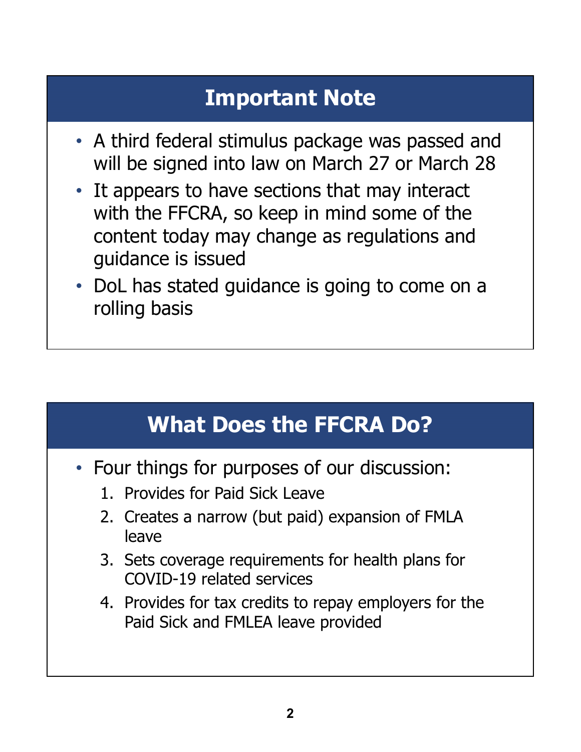## Important Note

- A third federal stimulus package was passed and will be signed into law on March 27 or March 28
- It appears to have sections that may interact with the FFCRA, so keep in mind some of the content today may change as regulations and guidance is issued
- DoL has stated guidance is going to come on a rolling basis

## What Does the FFCRA Do?

- Four things for purposes of our discussion:
  1. Provides for Paid Sick Leave
  2. Creates a narrow (but paid) expansion of FMLA leave
  3. Sets coverage requirements for health plans for COVID-19 related services
  4. Provides for tax credits to repay employers for the Paid Sick and FMLEA leave provided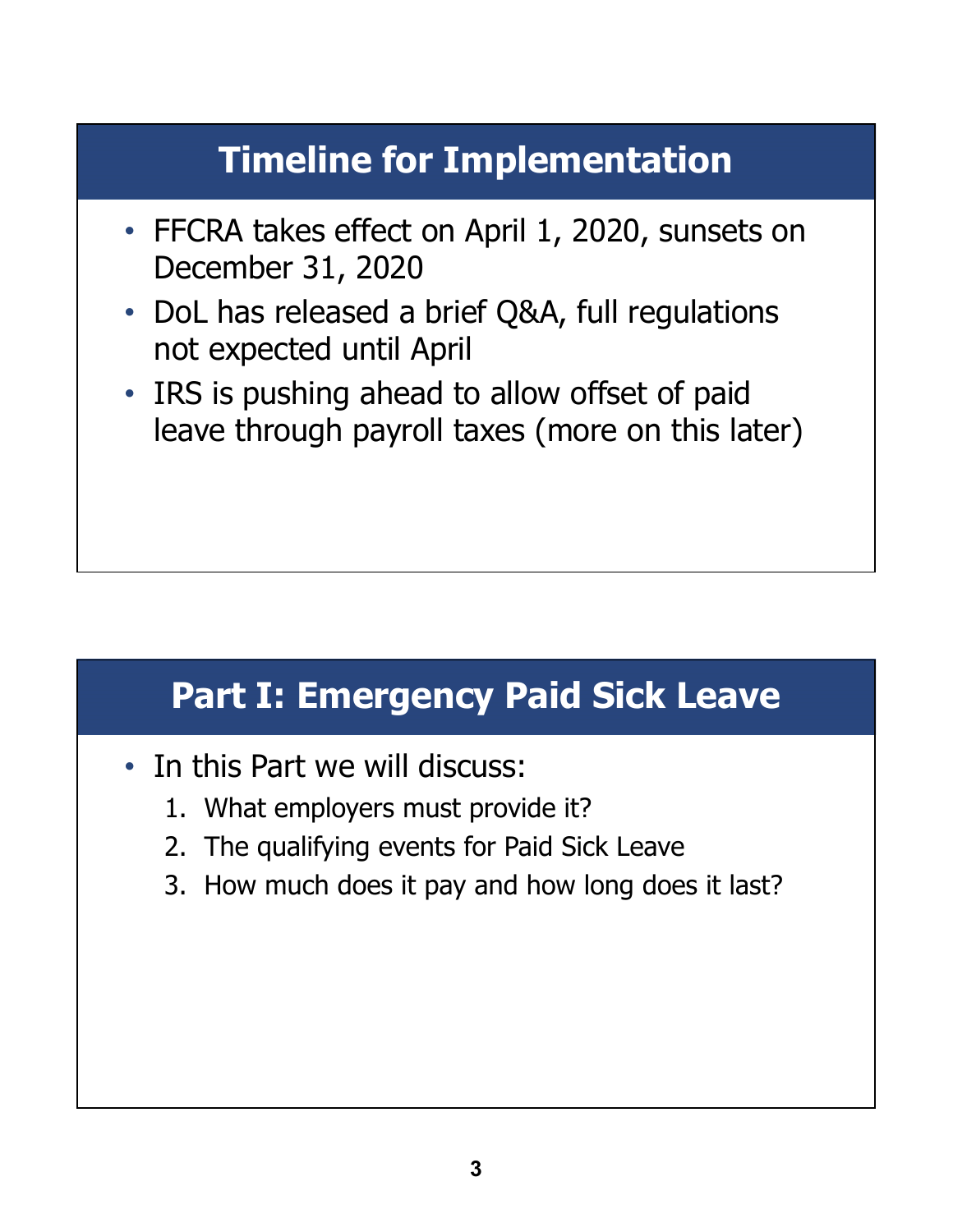## Timeline for Implementation

- FFCRA takes effect on April 1, 2020, sunsets on December 31, 2020
- DoL has released a brief Q&A, full regulations not expected until April
- IRS is pushing ahead to allow offset of paid leave through payroll taxes (more on this later)

## Part I: Emergency Paid Sick Leave

- In this Part we will discuss:
  1. What employers must provide it?
  2. The qualifying events for Paid Sick Leave
  3. How much does it pay and how long does it last?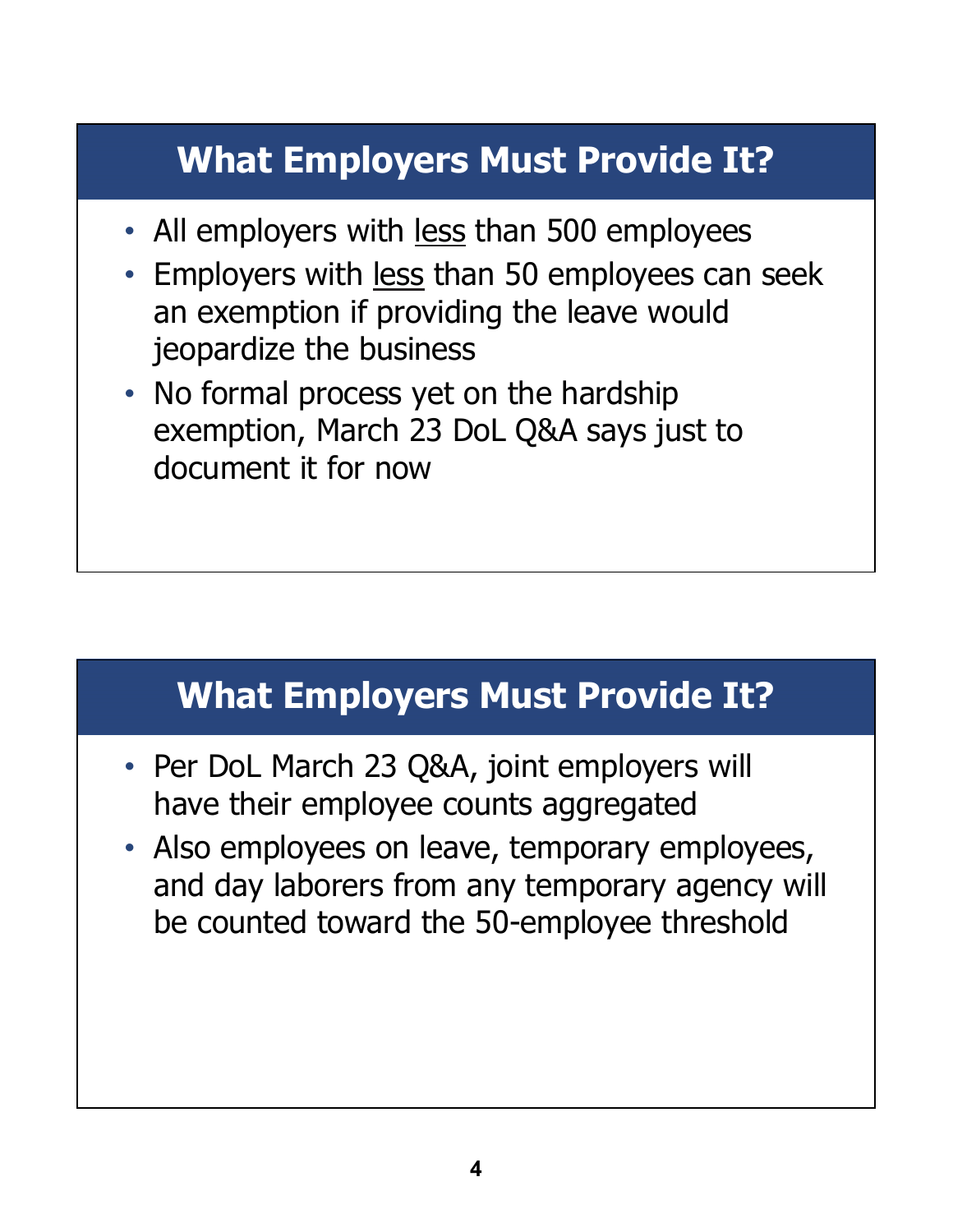## What Employers Must Provide It?

- All employers with <u>less</u> than 500 employees
- Employers with <u>less</u> than 50 employees can seek an exemption if providing the leave would jeopardize the business
- No formal process yet on the hardship exemption, March 23 DoL Q&A says just to document it for now

## What Employers Must Provide It?

- Per DoL March 23 Q&A, joint employers will have their employee counts aggregated
- Also employees on leave, temporary employees, and day laborers from any temporary agency will be counted toward the 50-employee threshold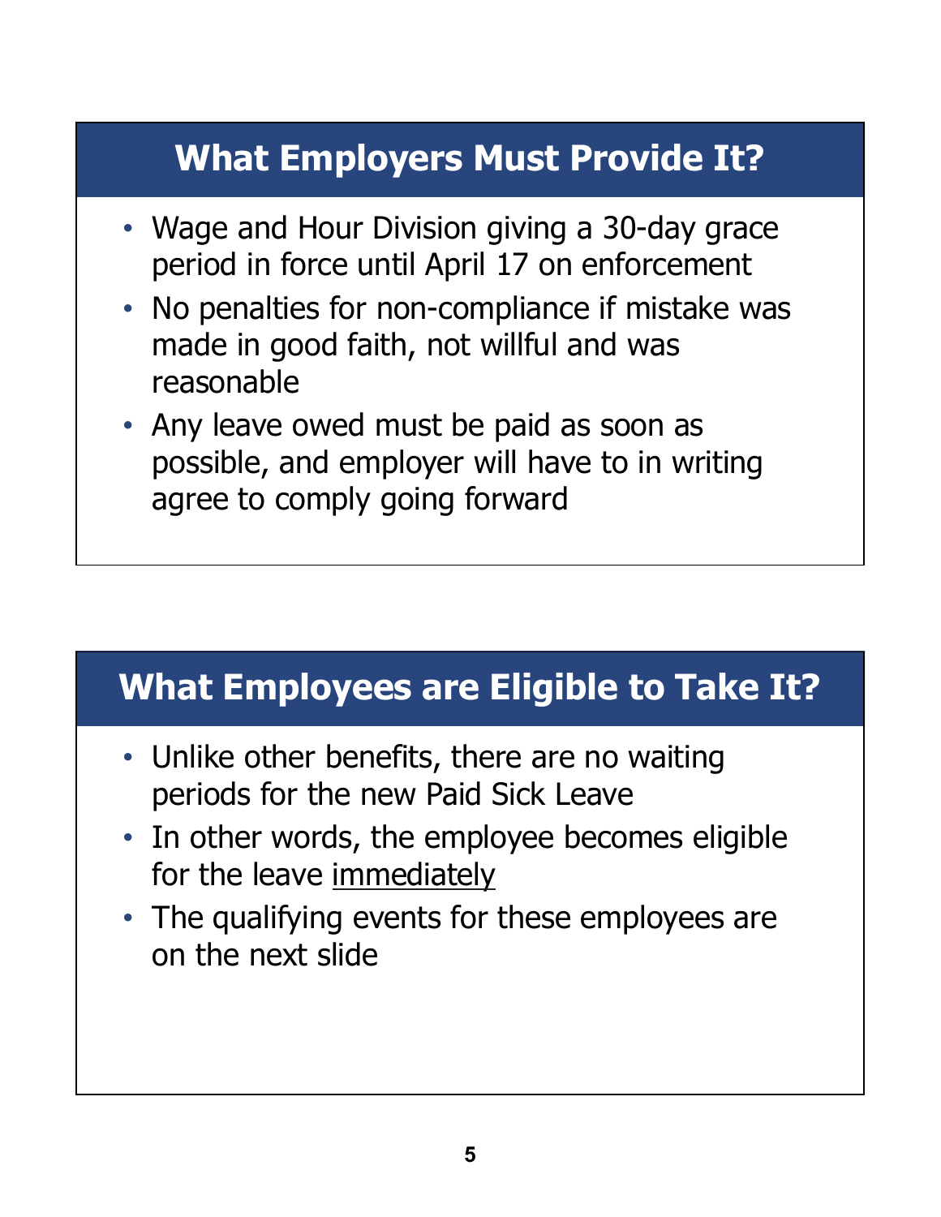## What Employers Must Provide It?

- Wage and Hour Division giving a 30-day grace period in force until April 17 on enforcement
- No penalties for non-compliance if mistake was made in good faith, not willful and was reasonable
- Any leave owed must be paid as soon as possible, and employer will have to in writing agree to comply going forward

## What Employees are Eligible to Take It?

- Unlike other benefits, there are no waiting periods for the new Paid Sick Leave
- In other words, the employee becomes eligible for the leave <u>immediately</u>
- The qualifying events for these employees are on the next slide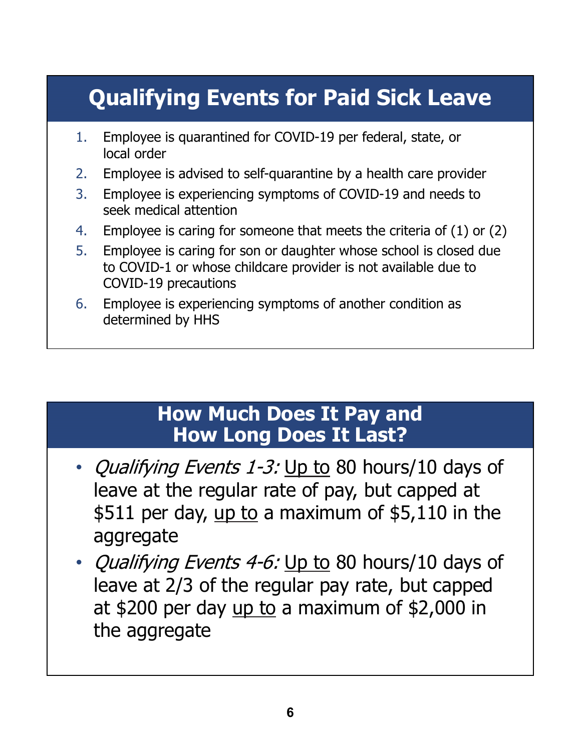## Qualifying Events for Paid Sick Leave

1. Employee is quarantined for COVID-19 per federal, state, or local order
2. Employee is advised to self-quarantine by a health care provider
3. Employee is experiencing symptoms of COVID-19 and needs to seek medical attention
4. Employee is caring for someone that meets the criteria of (1) or (2)
5. Employee is caring for son or daughter whose school is closed due to COVID-1 or whose childcare provider is not available due to COVID-19 precautions
6. Employee is experiencing symptoms of another condition as determined by HHS

## How Much Does It Pay and How Long Does It Last?

- *Qualifying Events 1-3:* <u>Up to</u> 80 hours/10 days of leave at the regular rate of pay, but capped at $511 per day, <u>up to</u> a maximum of $5,110 in the aggregate
- *Qualifying Events 4-6:* <u>Up to</u> 80 hours/10 days of leave at 2/3 of the regular pay rate, but capped at $200 per day <u>up to</u> a maximum of $2,000 in the aggregate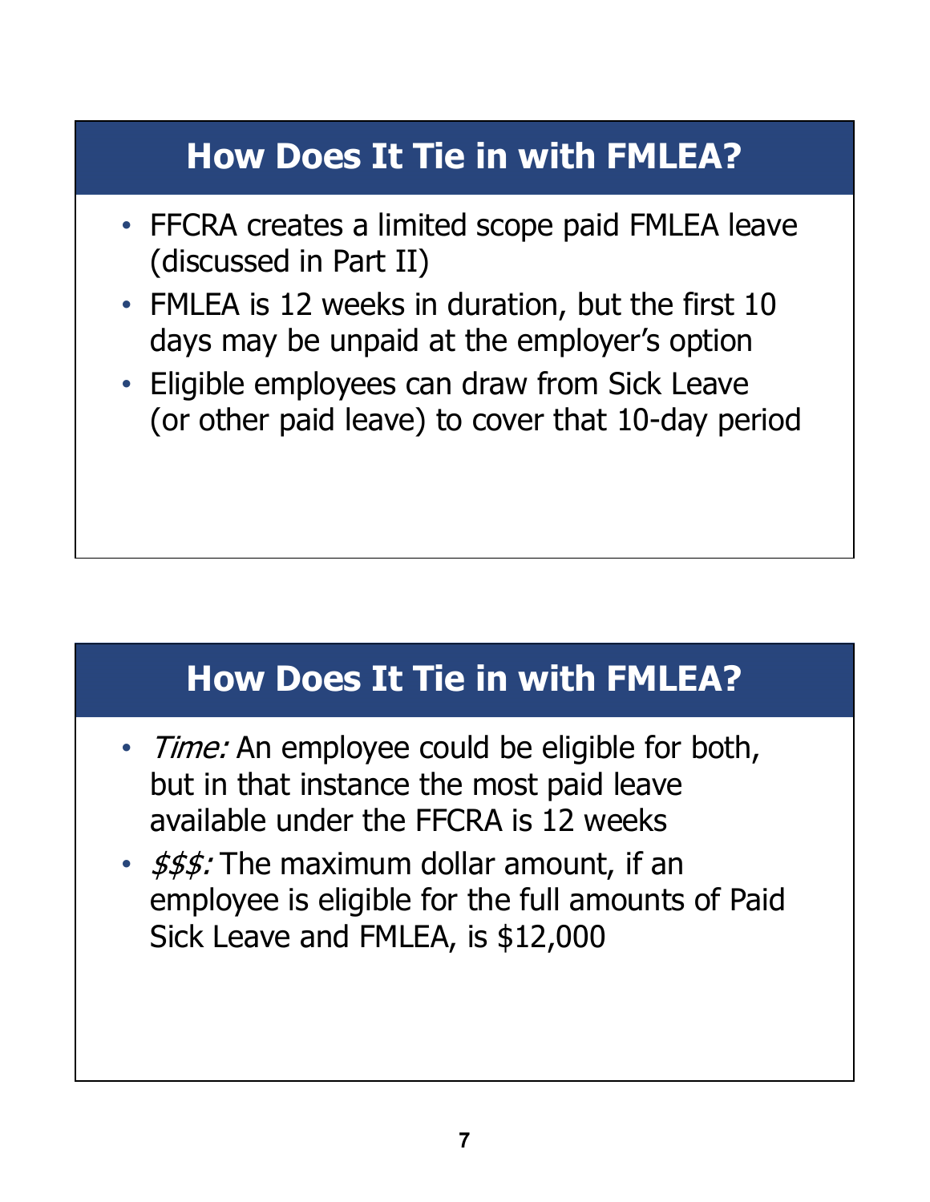## How Does It Tie in with FMLEA?

- FFCRA creates a limited scope paid FMLEA leave (discussed in Part II)
- FMLEA is 12 weeks in duration, but the first 10 days may be unpaid at the employer's option
- Eligible employees can draw from Sick Leave (or other paid leave) to cover that 10-day period

## How Does It Tie in with FMLEA?

- *Time:* An employee could be eligible for both, but in that instance the most paid leave available under the FFCRA is 12 weeks
- *$$$:* The maximum dollar amount, if an employee is eligible for the full amounts of Paid Sick Leave and FMLEA, is $12,000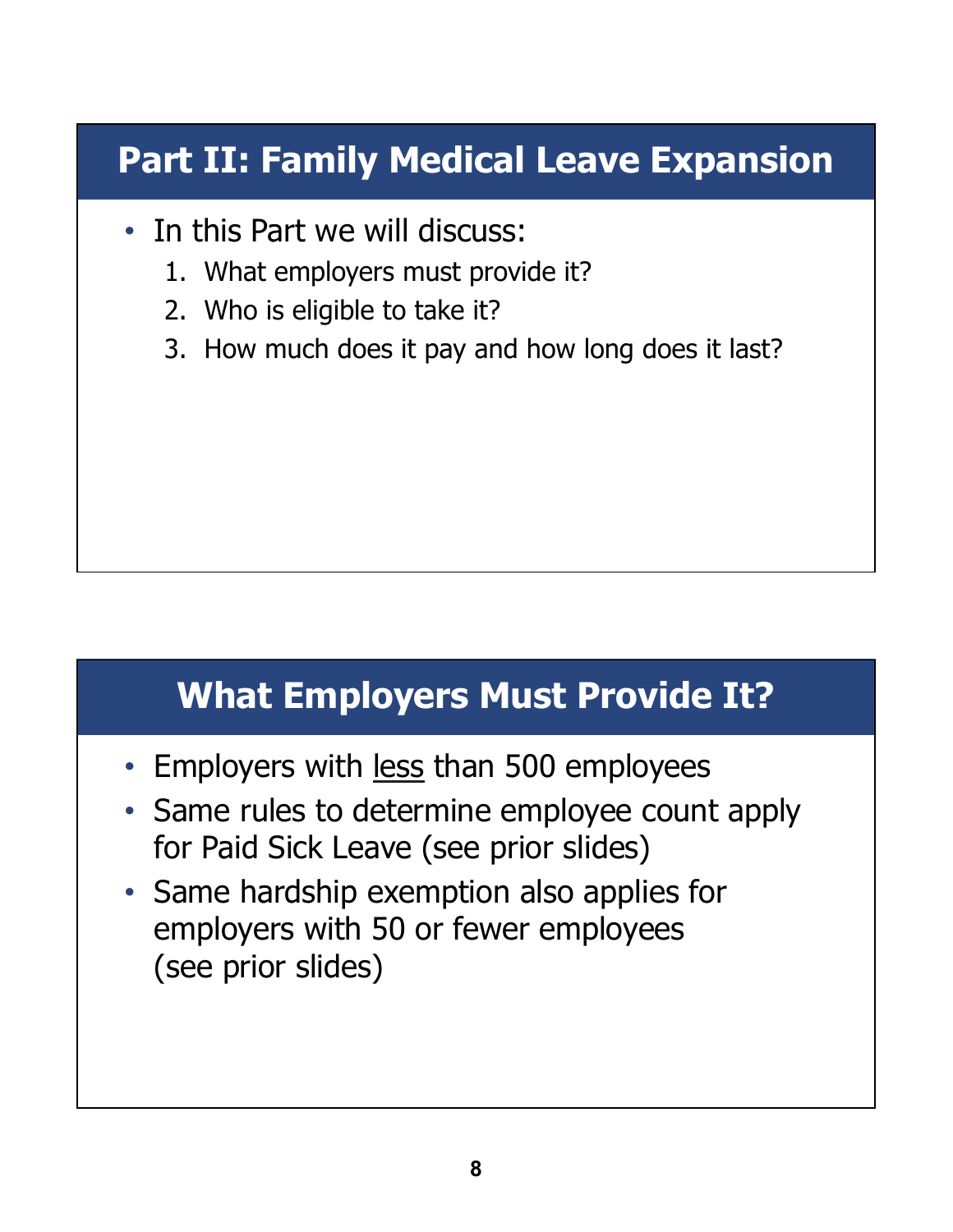## Part II: Family Medical Leave Expansion

- In this Part we will discuss:
  1. What employers must provide it?
  2. Who is eligible to take it?
  3. How much does it pay and how long does it last?

## What Employers Must Provide It?

- Employers with <u>less</u> than 500 employees
- Same rules to determine employee count apply for Paid Sick Leave (see prior slides)
- Same hardship exemption also applies for employers with 50 or fewer employees (see prior slides)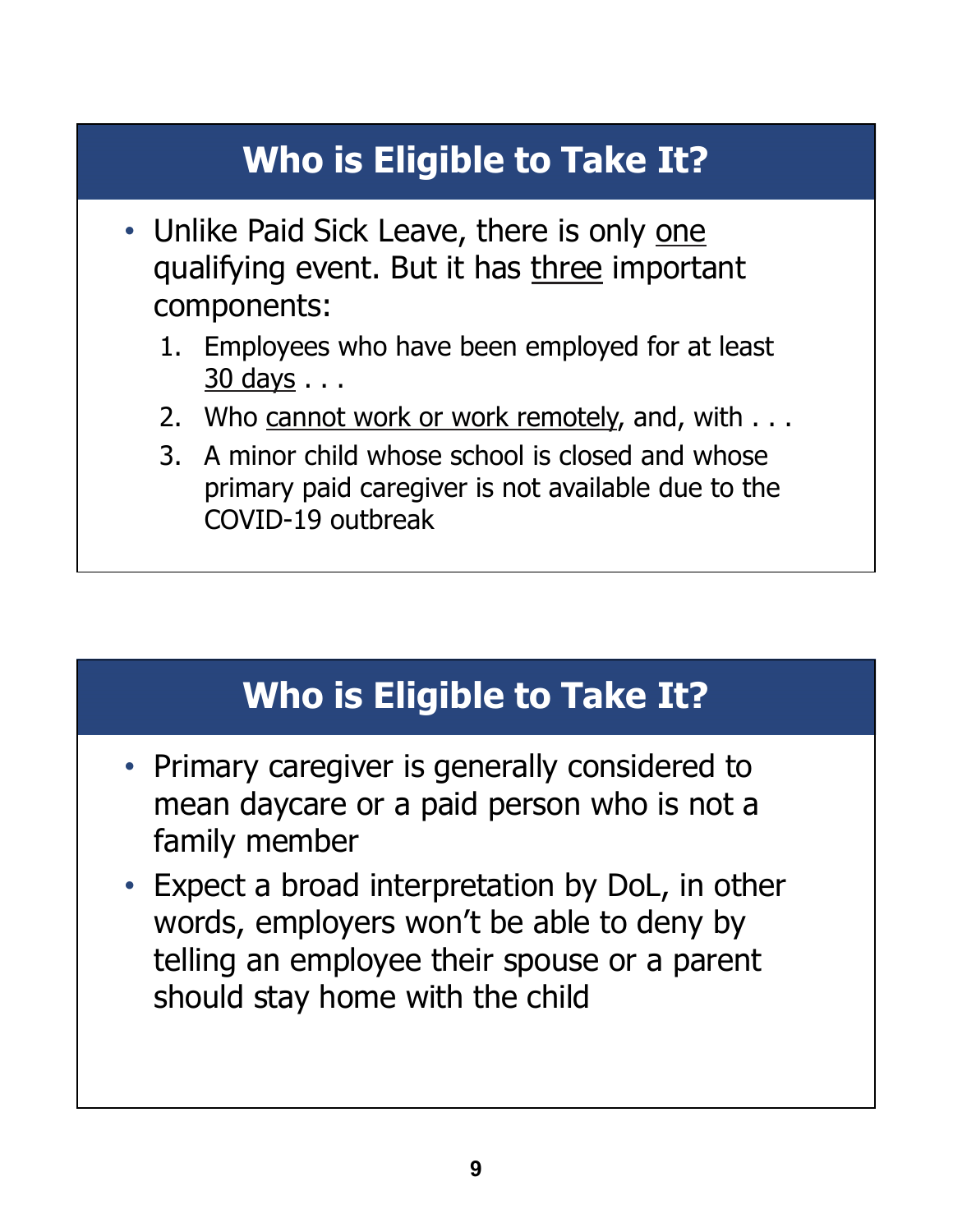## Who is Eligible to Take It?

- Unlike Paid Sick Leave, there is only <u>one</u> qualifying event. But it has <u>three</u> important components:
  1. Employees who have been employed for at least <u>30 days</u> . . .
  2. Who <u>cannot work or work remotely</u>, and, with . . .
  3. A minor child whose school is closed and whose primary paid caregiver is not available due to the COVID-19 outbreak

## Who is Eligible to Take It?

- Primary caregiver is generally considered to mean daycare or a paid person who is not a family member
- Expect a broad interpretation by DoL, in other words, employers won't be able to deny by telling an employee their spouse or a parent should stay home with the child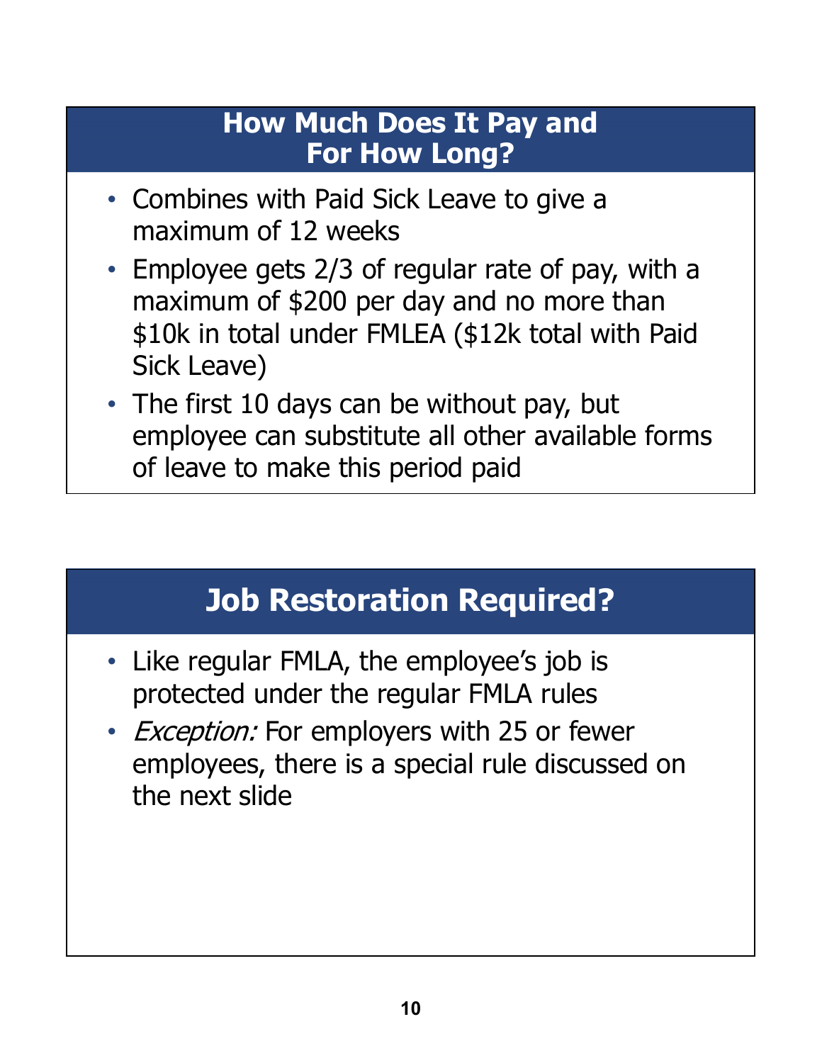## How Much Does It Pay and For How Long?

- Combines with Paid Sick Leave to give a maximum of 12 weeks
- Employee gets 2/3 of regular rate of pay, with a maximum of $200 per day and no more than $10k in total under FMLEA ($12k total with Paid Sick Leave)
- The first 10 days can be without pay, but employee can substitute all other available forms of leave to make this period paid

## Job Restoration Required?

- Like regular FMLA, the employee's job is protected under the regular FMLA rules
- *Exception:* For employers with 25 or fewer employees, there is a special rule discussed on the next slide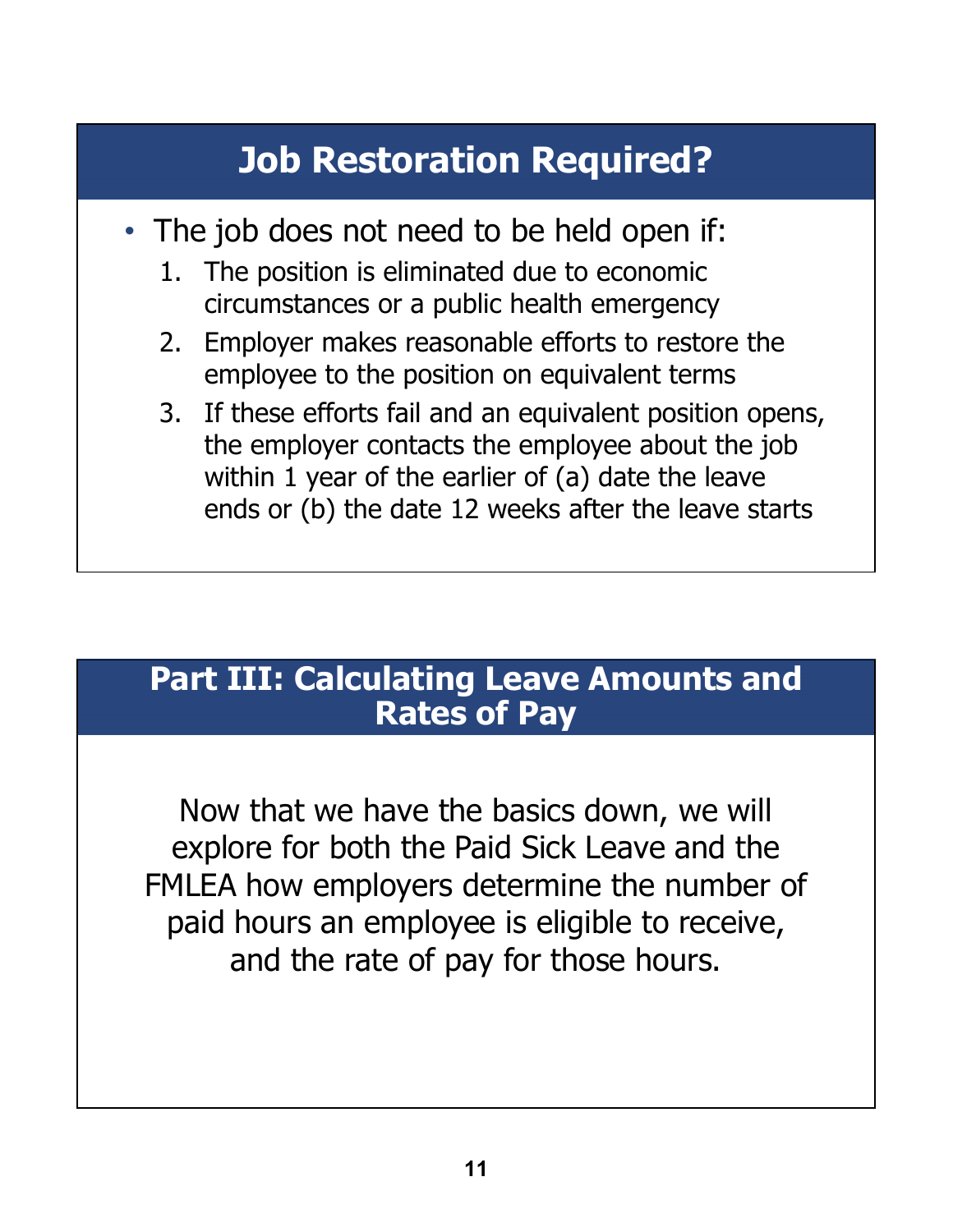## Job Restoration Required?

- The job does not need to be held open if:
  1. The position is eliminated due to economic circumstances or a public health emergency
  2. Employer makes reasonable efforts to restore the employee to the position on equivalent terms
  3. If these efforts fail and an equivalent position opens, the employer contacts the employee about the job within 1 year of the earlier of (a) date the leave ends or (b) the date 12 weeks after the leave starts

## Part III: Calculating Leave Amounts and Rates of Pay

Now that we have the basics down, we will explore for both the Paid Sick Leave and the FMLEA how employers determine the number of paid hours an employee is eligible to receive, and the rate of pay for those hours.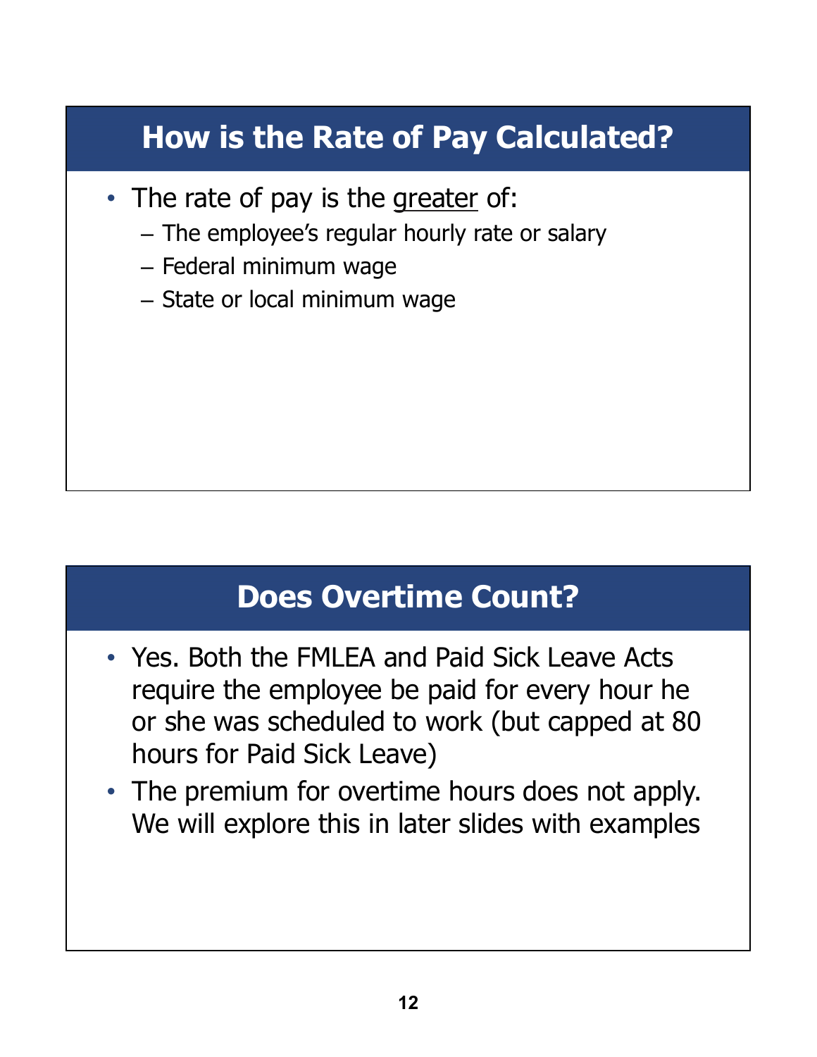## How is the Rate of Pay Calculated?

- The rate of pay is the <u>greater</u> of:
  - The employee's regular hourly rate or salary
  - Federal minimum wage
  - State or local minimum wage

## Does Overtime Count?

- Yes. Both the FMLEA and Paid Sick Leave Acts require the employee be paid for every hour he or she was scheduled to work (but capped at 80 hours for Paid Sick Leave)
- The premium for overtime hours does not apply. We will explore this in later slides with examples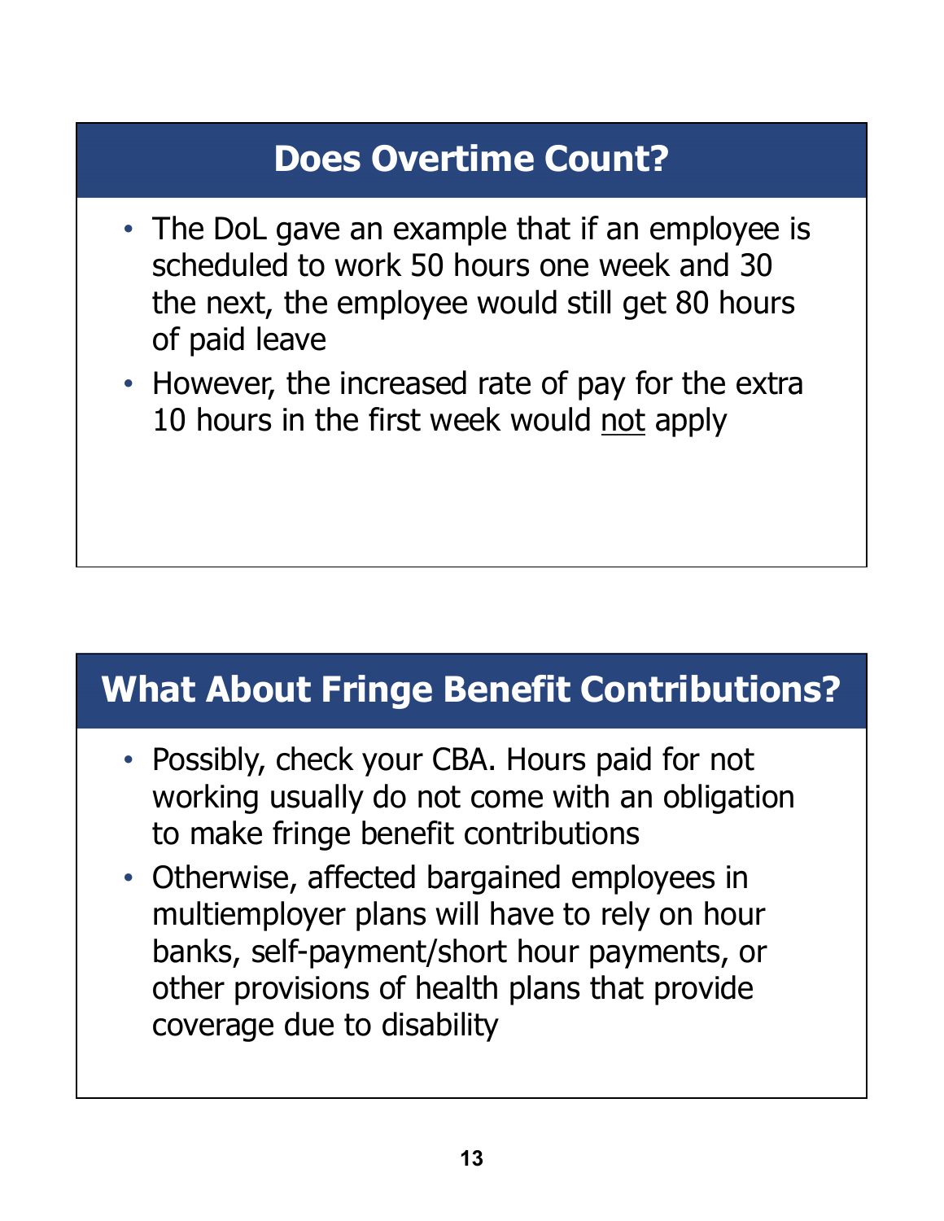## Does Overtime Count?

- The DoL gave an example that if an employee is scheduled to work 50 hours one week and 30 the next, the employee would still get 80 hours of paid leave
- However, the increased rate of pay for the extra 10 hours in the first week would <u>not</u> apply

## What About Fringe Benefit Contributions?

- Possibly, check your CBA. Hours paid for not working usually do not come with an obligation to make fringe benefit contributions
- Otherwise, affected bargained employees in multiemployer plans will have to rely on hour banks, self-payment/short hour payments, or other provisions of health plans that provide coverage due to disability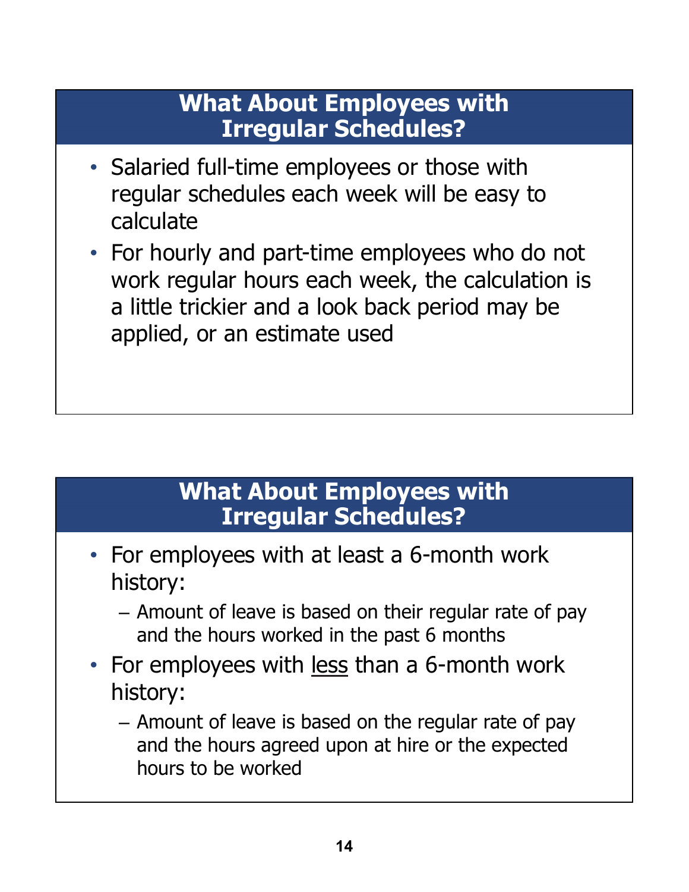## What About Employees with Irregular Schedules?

- Salaried full-time employees or those with regular schedules each week will be easy to calculate
- For hourly and part-time employees who do not work regular hours each week, the calculation is a little trickier and a look back period may be applied, or an estimate used

## What About Employees with Irregular Schedules?

- For employees with at least a 6-month work history:
  - Amount of leave is based on their regular rate of pay and the hours worked in the past 6 months
- For employees with <u>less</u> than a 6-month work history:
  - Amount of leave is based on the regular rate of pay and the hours agreed upon at hire or the expected hours to be worked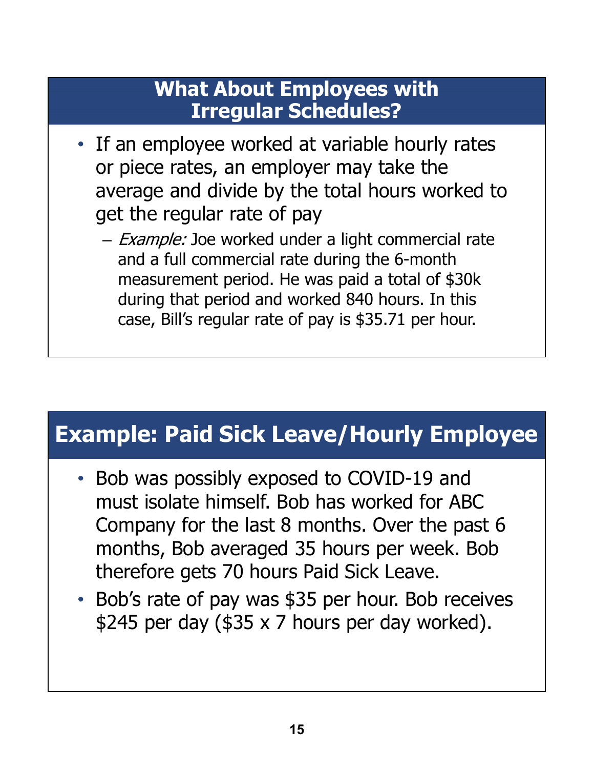## What About Employees with Irregular Schedules?

- If an employee worked at variable hourly rates or piece rates, an employer may take the average and divide by the total hours worked to get the regular rate of pay
  - *Example:* Joe worked under a light commercial rate and a full commercial rate during the 6-month measurement period. He was paid a total of $30k during that period and worked 840 hours. In this case, Bill's regular rate of pay is $35.71 per hour.

## Example: Paid Sick Leave/Hourly Employee

- Bob was possibly exposed to COVID-19 and must isolate himself. Bob has worked for ABC Company for the last 8 months. Over the past 6 months, Bob averaged 35 hours per week. Bob therefore gets 70 hours Paid Sick Leave.
- Bob's rate of pay was $35 per hour. Bob receives $245 per day ($35 x 7 hours per day worked).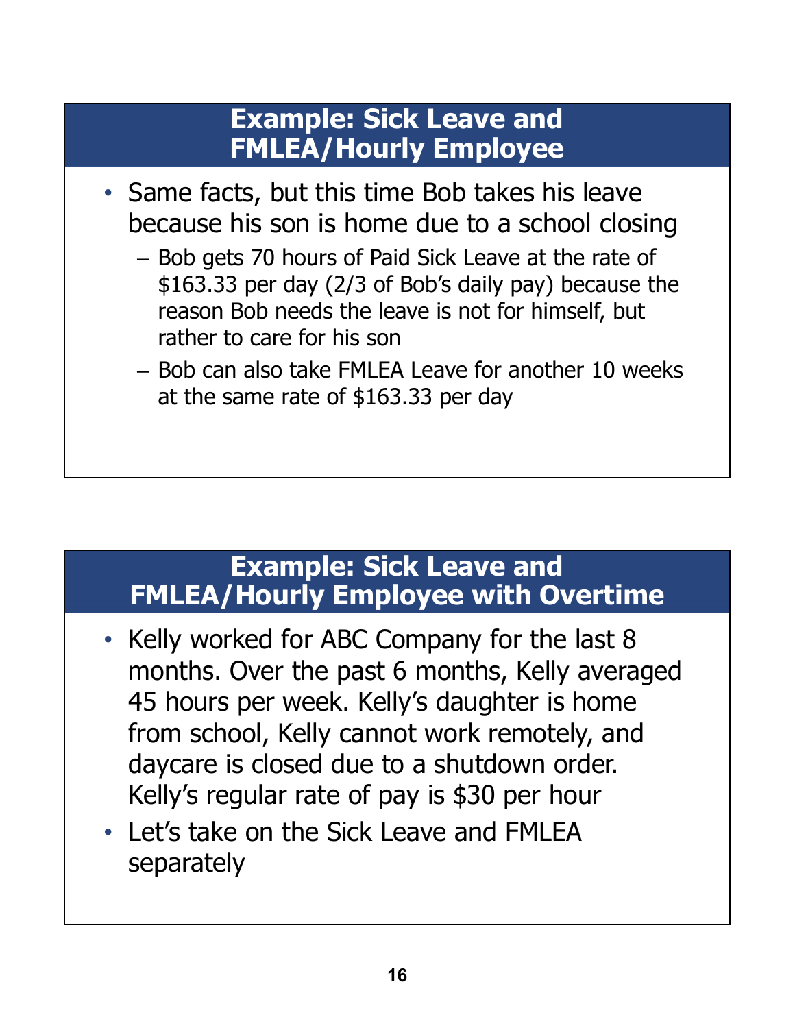## Example: Sick Leave and FMLEA/Hourly Employee

- Same facts, but this time Bob takes his leave because his son is home due to a school closing
  - Bob gets 70 hours of Paid Sick Leave at the rate of $163.33 per day (2/3 of Bob's daily pay) because the reason Bob needs the leave is not for himself, but rather to care for his son
  - Bob can also take FMLEA Leave for another 10 weeks at the same rate of $163.33 per day

## Example: Sick Leave and FMLEA/Hourly Employee with Overtime

- Kelly worked for ABC Company for the last 8 months. Over the past 6 months, Kelly averaged 45 hours per week. Kelly's daughter is home from school, Kelly cannot work remotely, and daycare is closed due to a shutdown order. Kelly's regular rate of pay is $30 per hour
- Let's take on the Sick Leave and FMLEA separately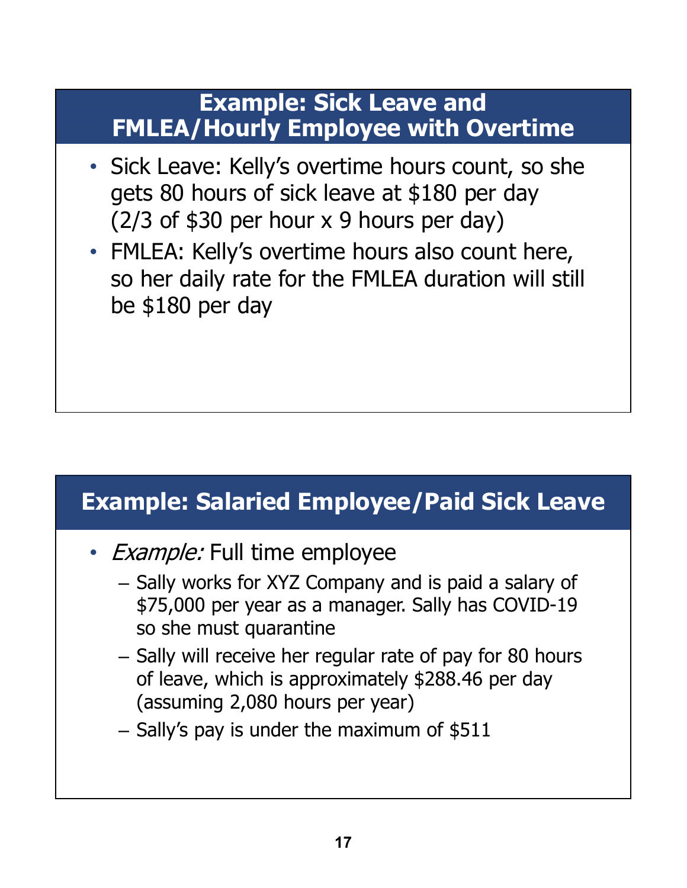## Example: Sick Leave and FMLEA/Hourly Employee with Overtime

- Sick Leave: Kelly's overtime hours count, so she gets 80 hours of sick leave at $180 per day (2/3 of $30 per hour x 9 hours per day)
- FMLEA: Kelly's overtime hours also count here, so her daily rate for the FMLEA duration will still be $180 per day

## Example: Salaried Employee/Paid Sick Leave

- *Example:* Full time employee
  - Sally works for XYZ Company and is paid a salary of $75,000 per year as a manager. Sally has COVID-19 so she must quarantine
  - Sally will receive her regular rate of pay for 80 hours of leave, which is approximately $288.46 per day (assuming 2,080 hours per year)
  - Sally's pay is under the maximum of $511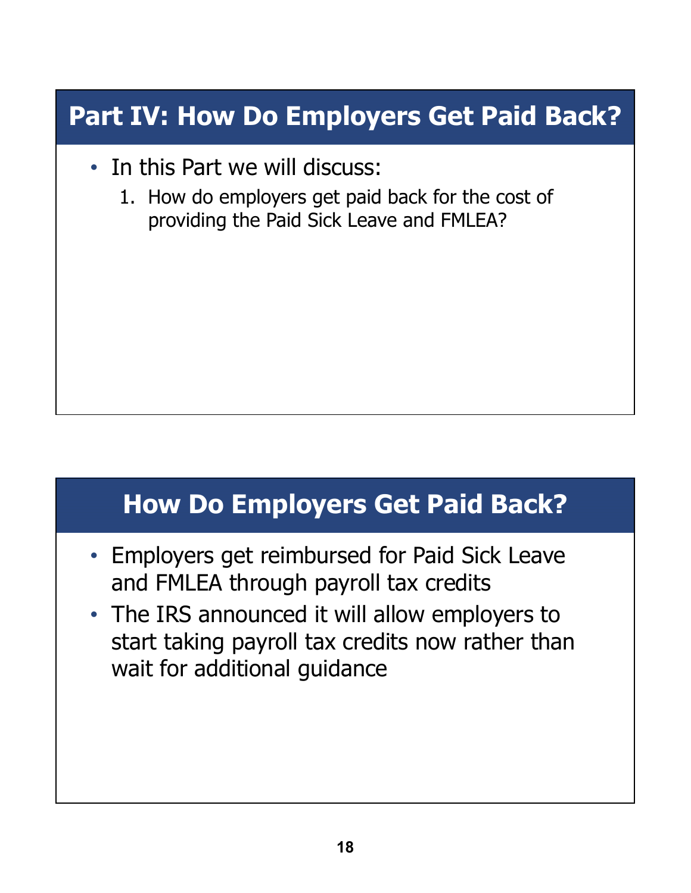## Part IV: How Do Employers Get Paid Back?

- In this Part we will discuss:
  1. How do employers get paid back for the cost of providing the Paid Sick Leave and FMLEA?

## How Do Employers Get Paid Back?

- Employers get reimbursed for Paid Sick Leave and FMLEA through payroll tax credits
- The IRS announced it will allow employers to start taking payroll tax credits now rather than wait for additional guidance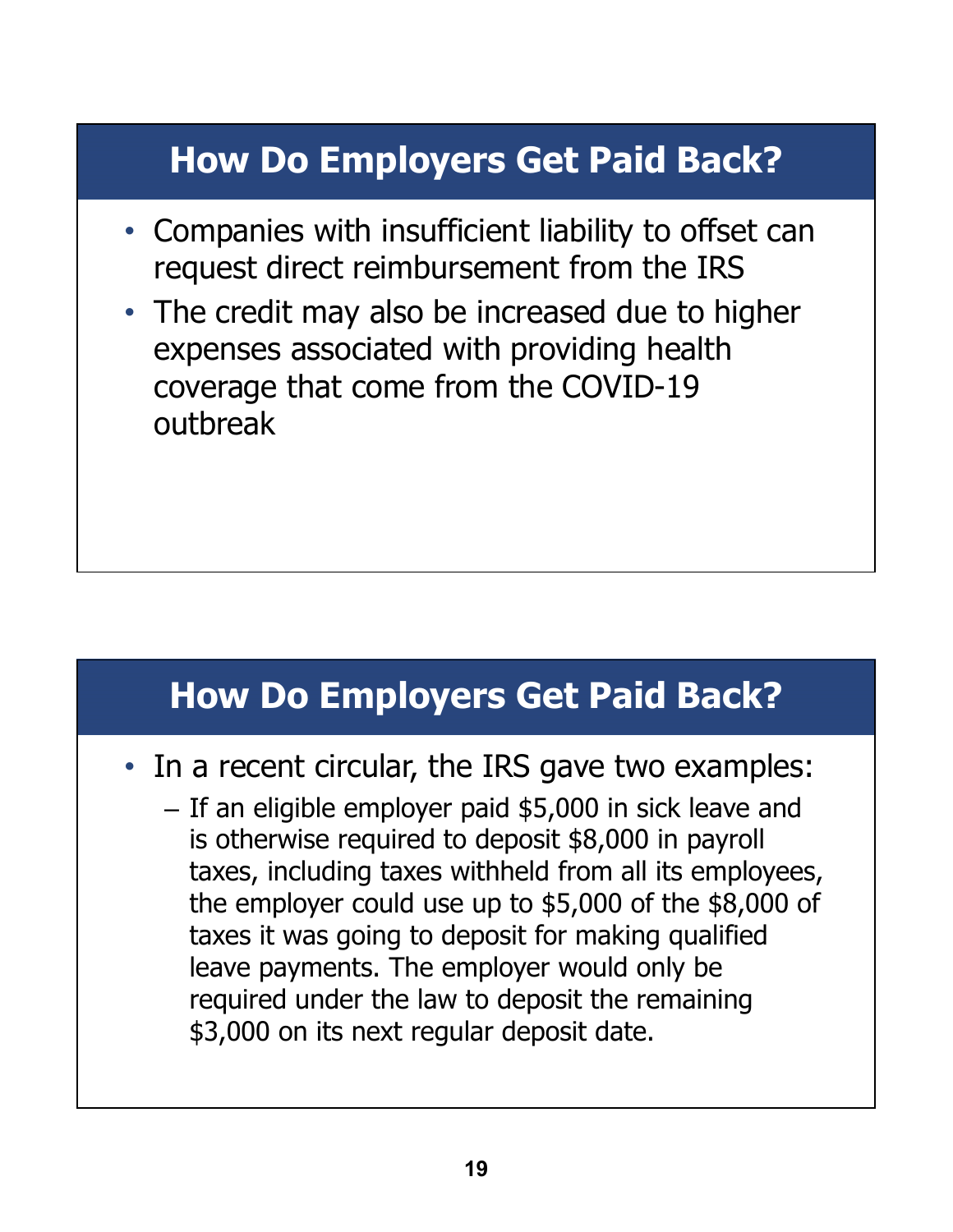## How Do Employers Get Paid Back?

- Companies with insufficient liability to offset can request direct reimbursement from the IRS
- The credit may also be increased due to higher expenses associated with providing health coverage that come from the COVID-19 outbreak

## How Do Employers Get Paid Back?

- In a recent circular, the IRS gave two examples:
  - If an eligible employer paid $5,000 in sick leave and is otherwise required to deposit $8,000 in payroll taxes, including taxes withheld from all its employees, the employer could use up to $5,000 of the $8,000 of taxes it was going to deposit for making qualified leave payments. The employer would only be required under the law to deposit the remaining $3,000 on its next regular deposit date.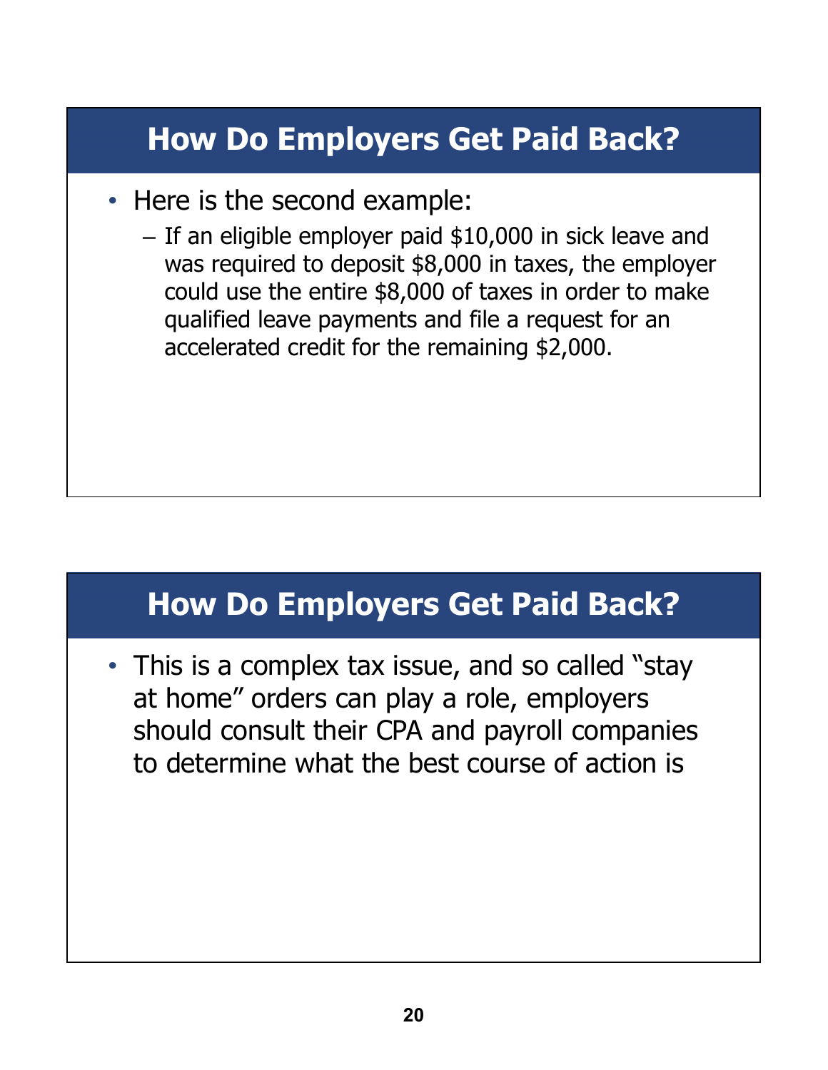## How Do Employers Get Paid Back?

- Here is the second example:
  - If an eligible employer paid $10,000 in sick leave and was required to deposit $8,000 in taxes, the employer could use the entire $8,000 of taxes in order to make qualified leave payments and file a request for an accelerated credit for the remaining $2,000.

## How Do Employers Get Paid Back?

- This is a complex tax issue, and so called "stay at home" orders can play a role, employers should consult their CPA and payroll companies to determine what the best course of action is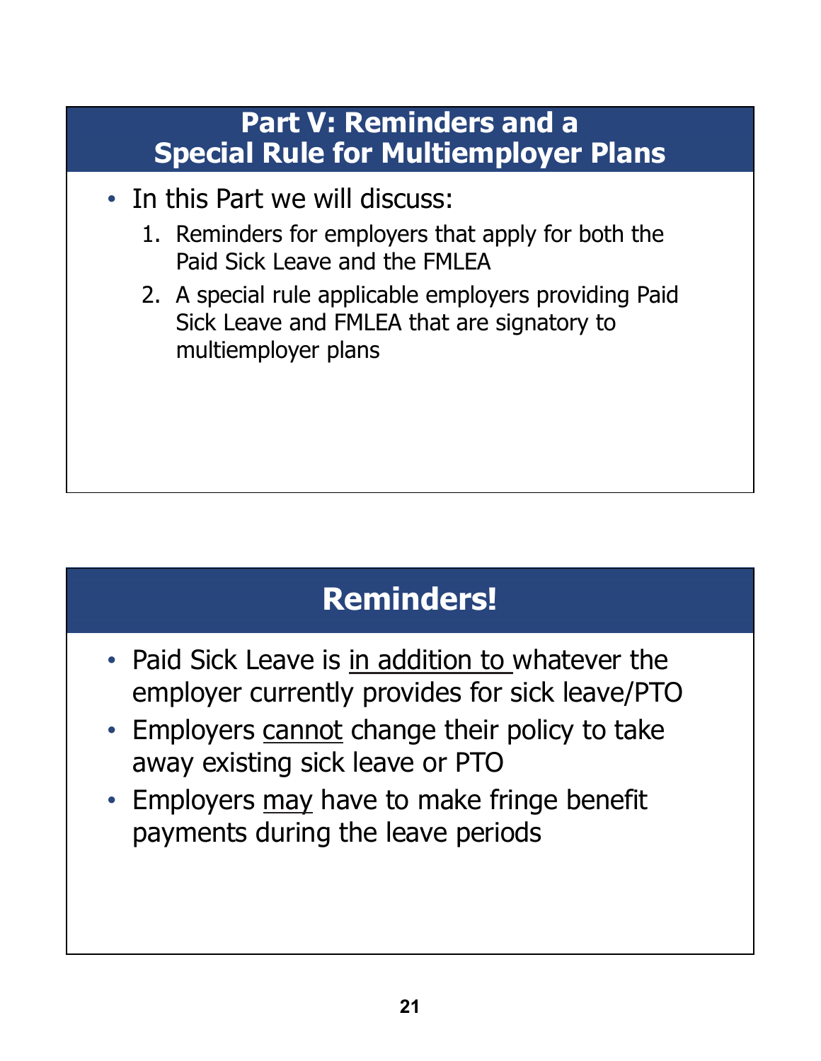## Part V: Reminders and a Special Rule for Multiemployer Plans

- In this Part we will discuss:
  1. Reminders for employers that apply for both the Paid Sick Leave and the FMLEA
  2. A special rule applicable employers providing Paid Sick Leave and FMLEA that are signatory to multiemployer plans

## Reminders!

- Paid Sick Leave is <u>in addition to</u> whatever the employer currently provides for sick leave/PTO
- Employers <u>cannot</u> change their policy to take away existing sick leave or PTO
- Employers <u>may</u> have to make fringe benefit payments during the leave periods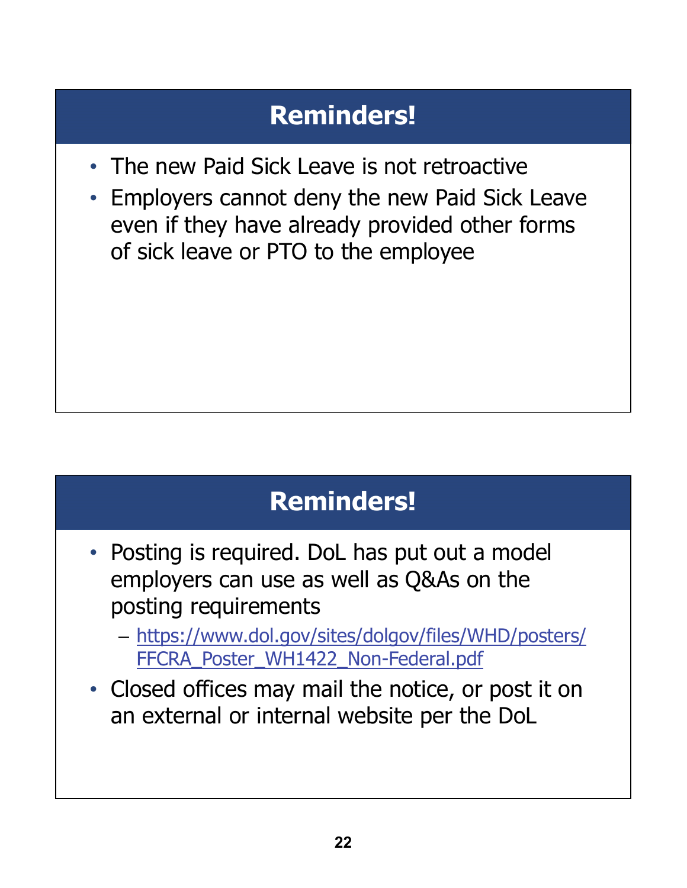## Reminders!

- The new Paid Sick Leave is not retroactive
- Employers cannot deny the new Paid Sick Leave even if they have already provided other forms of sick leave or PTO to the employee

## Reminders!

- Posting is required. DoL has put out a model employers can use as well as Q&As on the posting requirements
  - https://www.dol.gov/sites/dolgov/files/WHD/posters/FFCRA_Poster_WH1422_Non-Federal.pdf
- Closed offices may mail the notice, or post it on an external or internal website per the DoL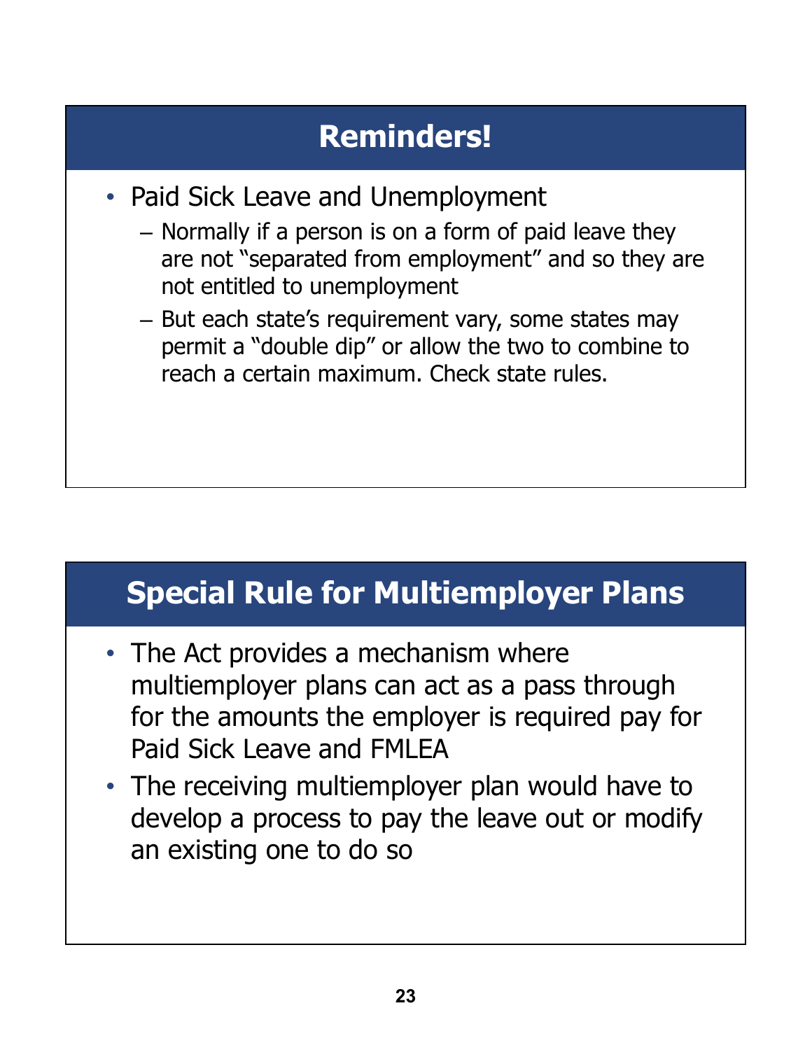## Reminders!

- Paid Sick Leave and Unemployment
  - Normally if a person is on a form of paid leave they are not "separated from employment" and so they are not entitled to unemployment
  - But each state's requirement vary, some states may permit a "double dip" or allow the two to combine to reach a certain maximum. Check state rules.

## Special Rule for Multiemployer Plans

- The Act provides a mechanism where multiemployer plans can act as a pass through for the amounts the employer is required pay for Paid Sick Leave and FMLEA
- The receiving multiemployer plan would have to develop a process to pay the leave out or modify an existing one to do so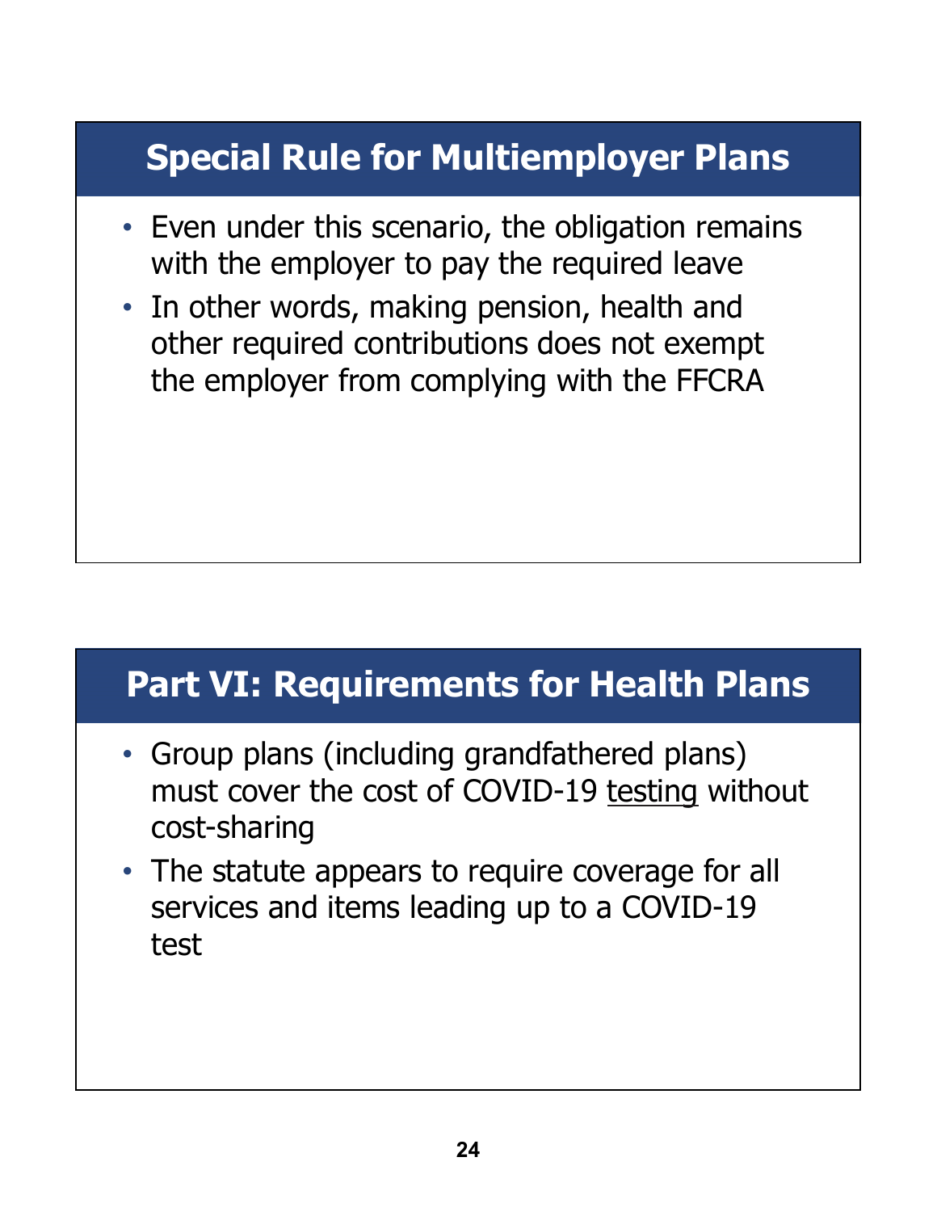## Special Rule for Multiemployer Plans

- Even under this scenario, the obligation remains with the employer to pay the required leave
- In other words, making pension, health and other required contributions does not exempt the employer from complying with the FFCRA

## Part VI: Requirements for Health Plans

- Group plans (including grandfathered plans) must cover the cost of COVID-19 <u>testing</u> without cost-sharing
- The statute appears to require coverage for all services and items leading up to a COVID-19 test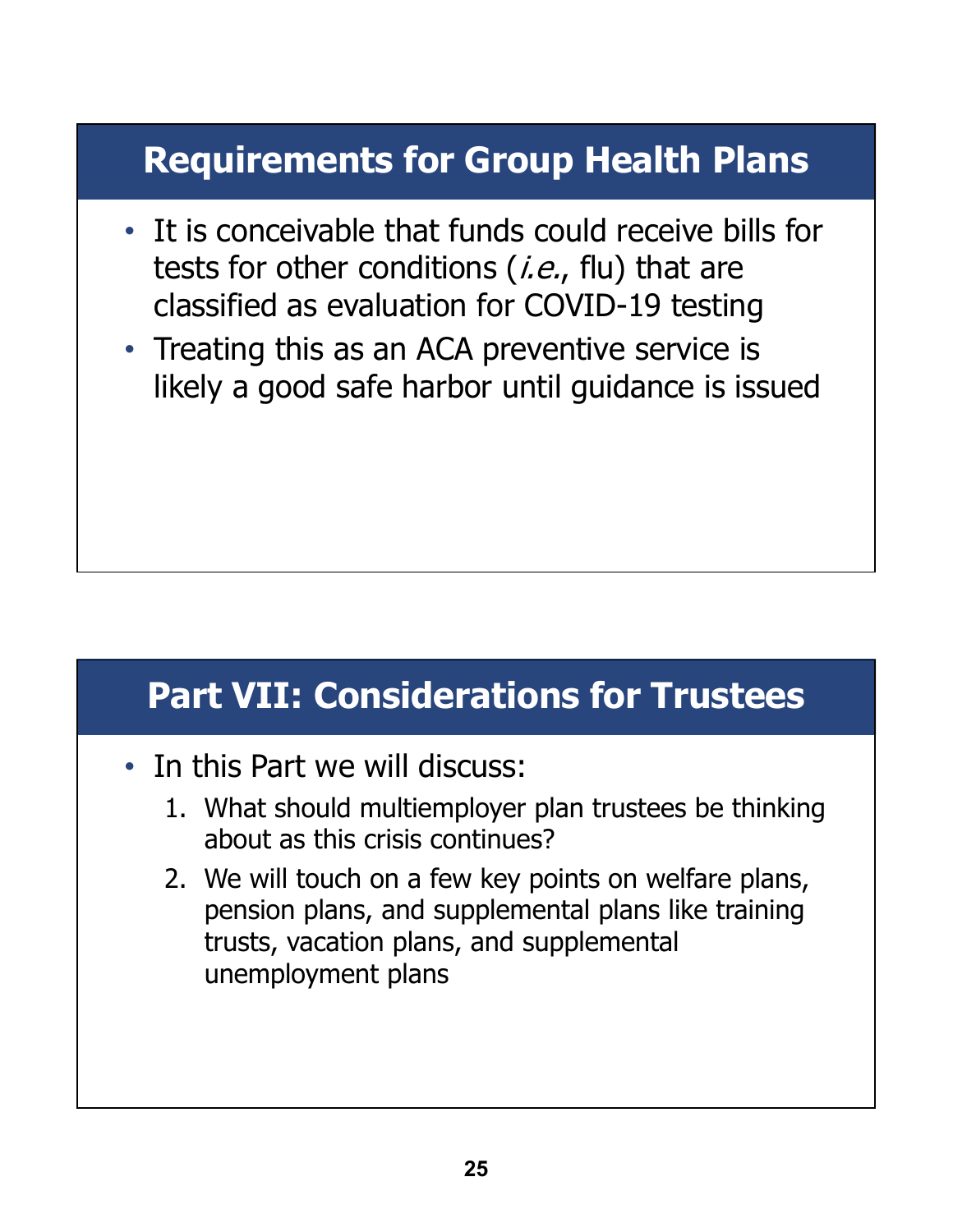## Requirements for Group Health Plans

- It is conceivable that funds could receive bills for tests for other conditions (*i.e.*, flu) that are classified as evaluation for COVID-19 testing
- Treating this as an ACA preventive service is likely a good safe harbor until guidance is issued

## Part VII: Considerations for Trustees

- In this Part we will discuss:
  1. What should multiemployer plan trustees be thinking about as this crisis continues?
  2. We will touch on a few key points on welfare plans, pension plans, and supplemental plans like training trusts, vacation plans, and supplemental unemployment plans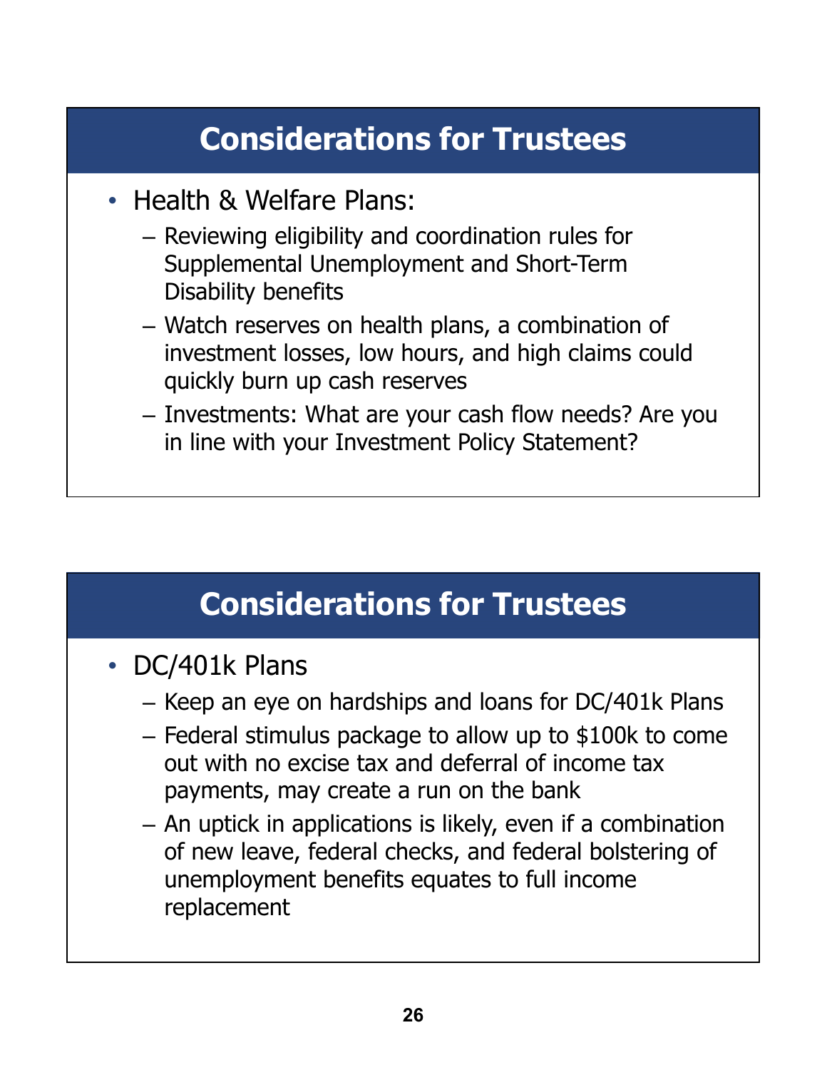## Considerations for Trustees

- Health & Welfare Plans:
  - Reviewing eligibility and coordination rules for Supplemental Unemployment and Short-Term Disability benefits
  - Watch reserves on health plans, a combination of investment losses, low hours, and high claims could quickly burn up cash reserves
  - Investments: What are your cash flow needs? Are you in line with your Investment Policy Statement?

## Considerations for Trustees

- DC/401k Plans
  - Keep an eye on hardships and loans for DC/401k Plans
  - Federal stimulus package to allow up to $100k to come out with no excise tax and deferral of income tax payments, may create a run on the bank
  - An uptick in applications is likely, even if a combination of new leave, federal checks, and federal bolstering of unemployment benefits equates to full income replacement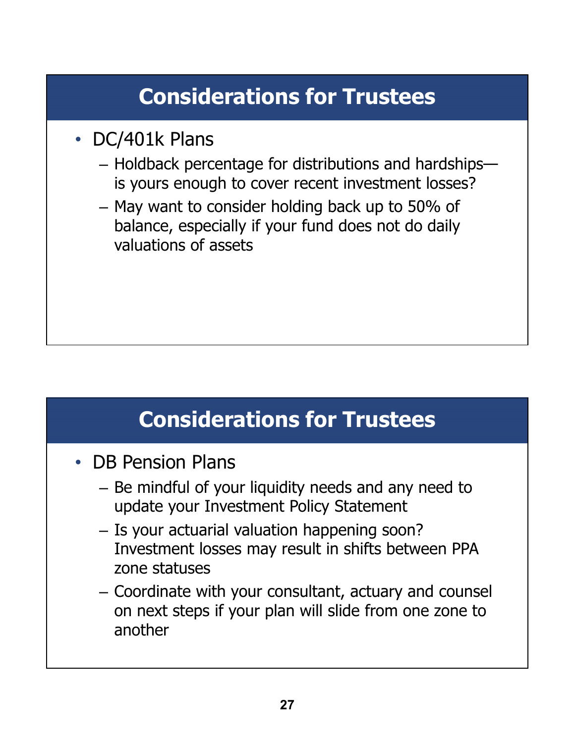## Considerations for Trustees

- DC/401k Plans
  - Holdback percentage for distributions and hardships—is yours enough to cover recent investment losses?
  - May want to consider holding back up to 50% of balance, especially if your fund does not do daily valuations of assets

## Considerations for Trustees

- DB Pension Plans
  - Be mindful of your liquidity needs and any need to update your Investment Policy Statement
  - Is your actuarial valuation happening soon? Investment losses may result in shifts between PPA zone statuses
  - Coordinate with your consultant, actuary and counsel on next steps if your plan will slide from one zone to another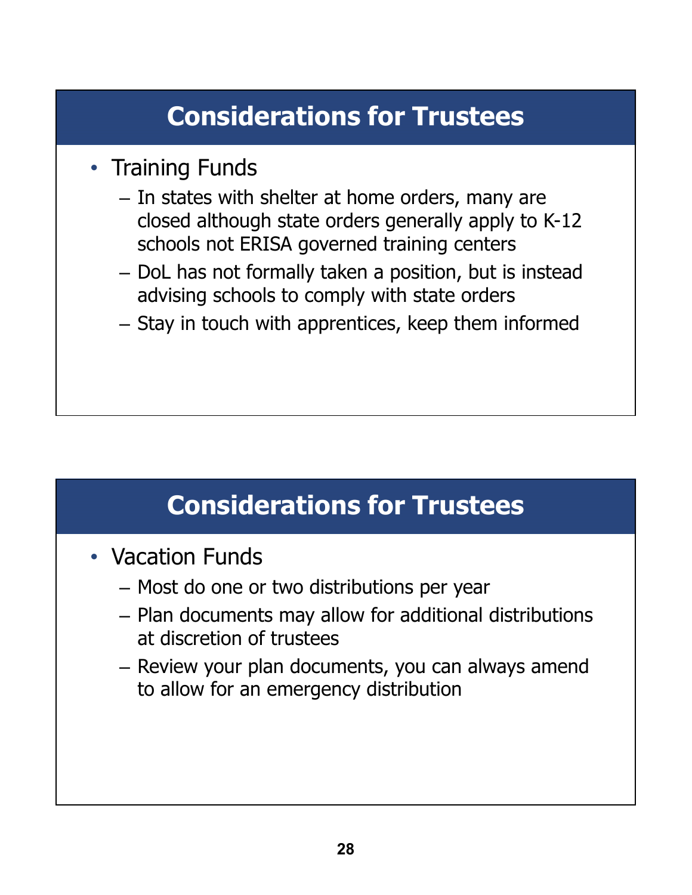## Considerations for Trustees

- Training Funds
  - In states with shelter at home orders, many are closed although state orders generally apply to K-12 schools not ERISA governed training centers
  - DoL has not formally taken a position, but is instead advising schools to comply with state orders
  - Stay in touch with apprentices, keep them informed

## Considerations for Trustees

- Vacation Funds
  - Most do one or two distributions per year
  - Plan documents may allow for additional distributions at discretion of trustees
  - Review your plan documents, you can always amend to allow for an emergency distribution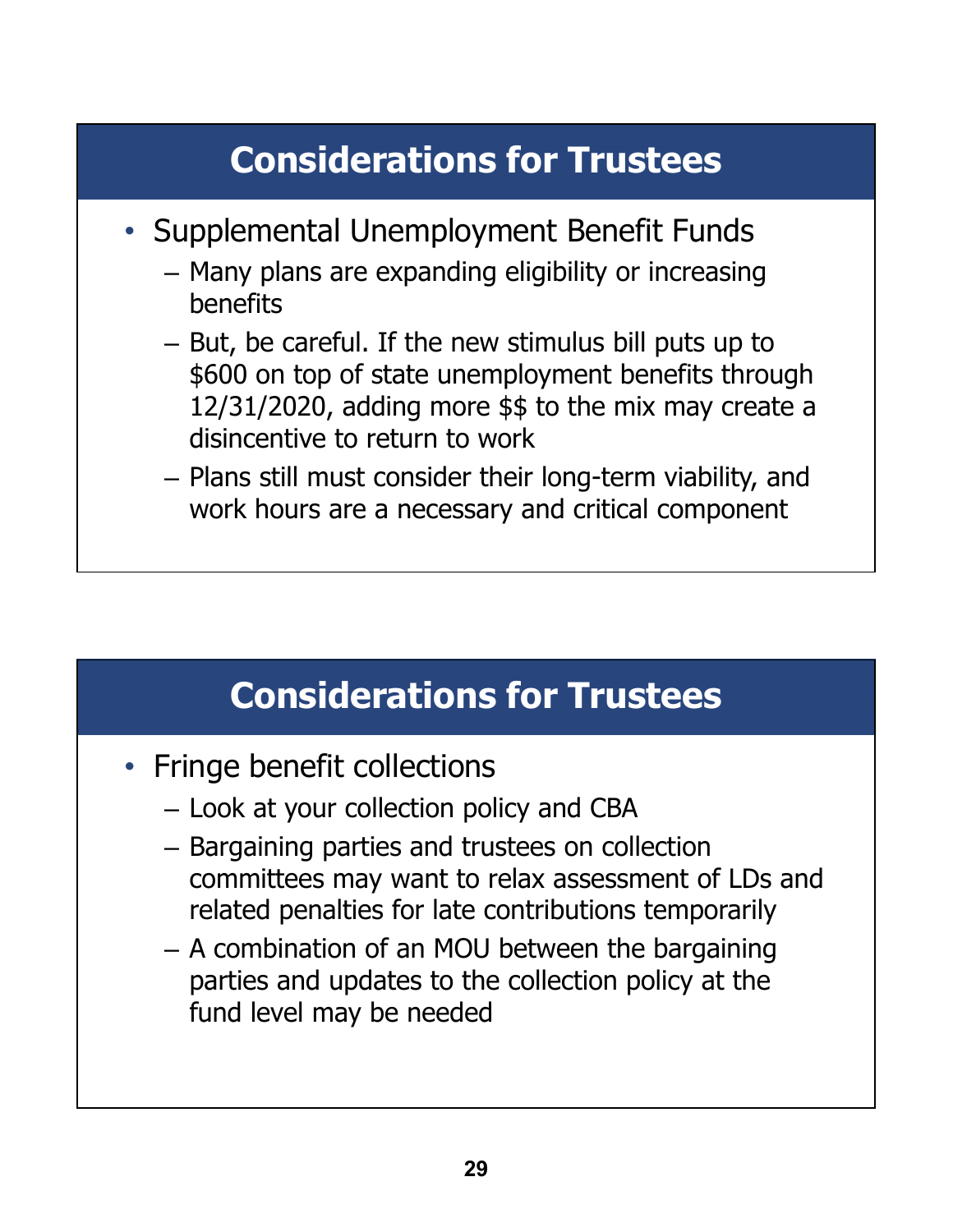## Considerations for Trustees

- Supplemental Unemployment Benefit Funds
  - Many plans are expanding eligibility or increasing benefits
  - But, be careful. If the new stimulus bill puts up to $600 on top of state unemployment benefits through 12/31/2020, adding more $$ to the mix may create a disincentive to return to work
  - Plans still must consider their long-term viability, and work hours are a necessary and critical component

## Considerations for Trustees

- Fringe benefit collections
  - Look at your collection policy and CBA
  - Bargaining parties and trustees on collection committees may want to relax assessment of LDs and related penalties for late contributions temporarily
  - A combination of an MOU between the bargaining parties and updates to the collection policy at the fund level may be needed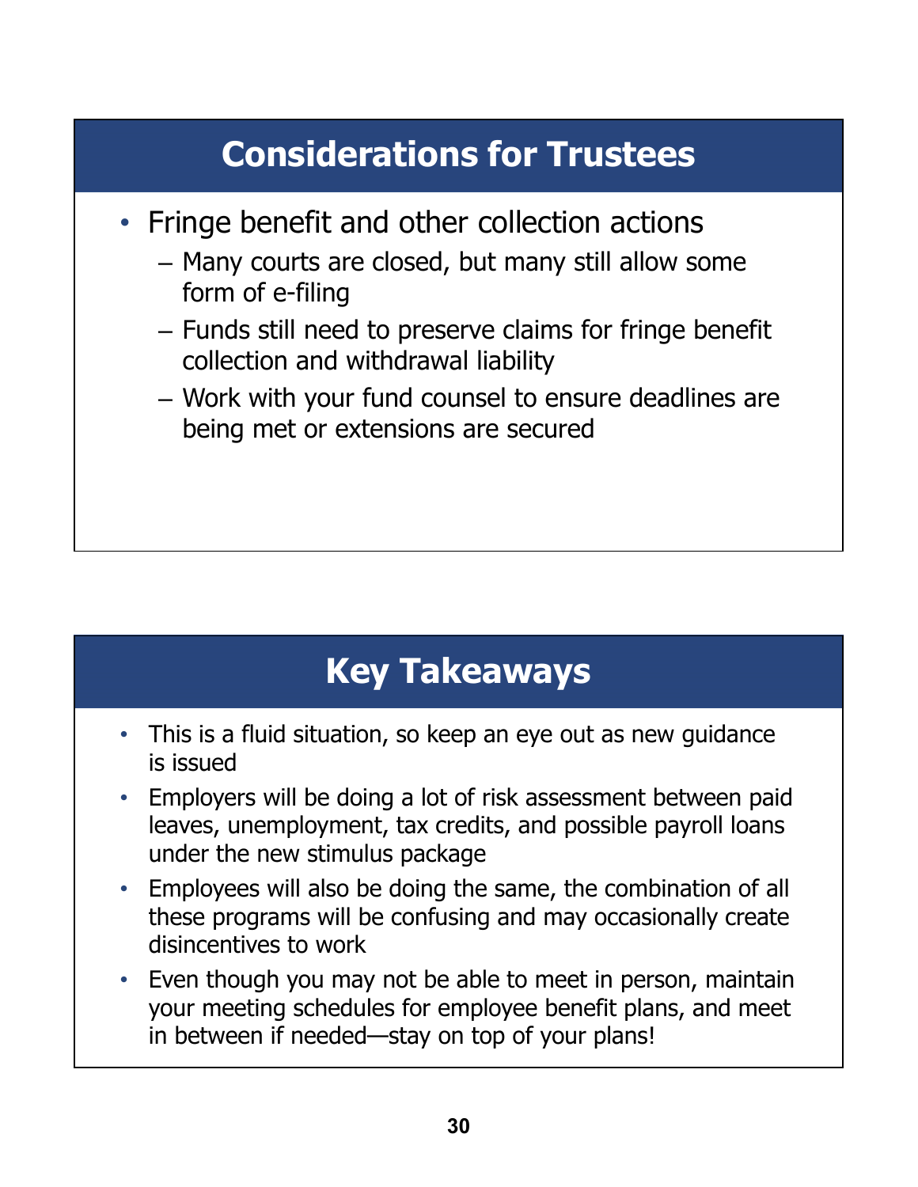## Considerations for Trustees

- Fringe benefit and other collection actions
  - Many courts are closed, but many still allow some form of e-filing
  - Funds still need to preserve claims for fringe benefit collection and withdrawal liability
  - Work with your fund counsel to ensure deadlines are being met or extensions are secured

## Key Takeaways

- This is a fluid situation, so keep an eye out as new guidance is issued
- Employers will be doing a lot of risk assessment between paid leaves, unemployment, tax credits, and possible payroll loans under the new stimulus package
- Employees will also be doing the same, the combination of all these programs will be confusing and may occasionally create disincentives to work
- Even though you may not be able to meet in person, maintain your meeting schedules for employee benefit plans, and meet in between if needed—stay on top of your plans!